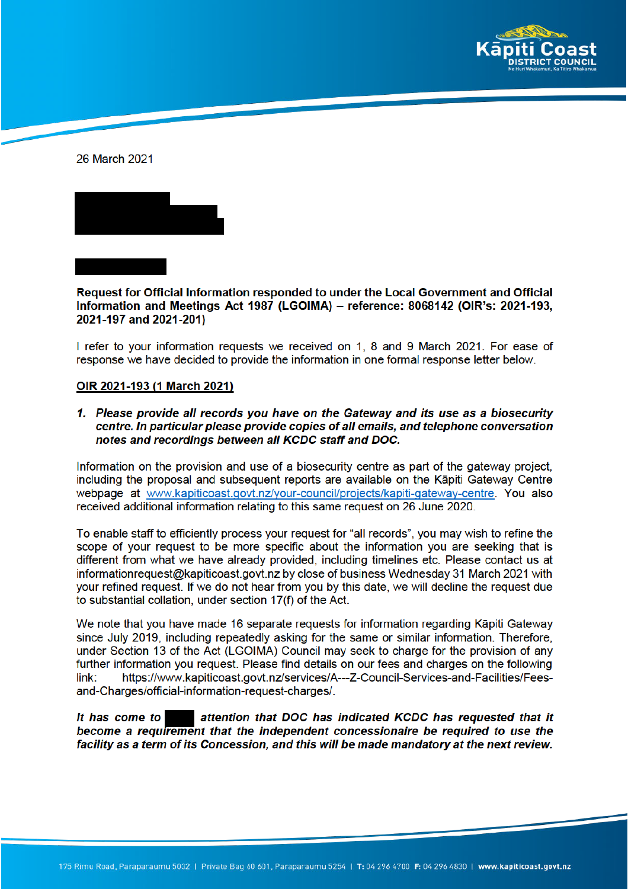26 March 2021

**Request for Official Information responded to under the Local Government and Official Information and Meetings Act 1987 (LGOIMA) – reference: 8068142 (OIR's: 2021-193, 2021-197 and 2021-201)**

I refer to your information requests we received on 1, 8 and 9 March 2021. For ease of response we have decided to provide the information in one formal response letter below.

**<u>OIR 2021-193 (1 March 2021)</u>**

1. ***Please provide all records you have on the Gateway and its use as a biosecurity centre. In particular please provide copies of all emails, and telephone conversation notes and recordings between all KCDC staff and DOC.***

Information on the provision and use of a biosecurity centre as part of the gateway project, including the proposal and subsequent reports are available on the Kāpiti Gateway Centre webpage at www.kapiticoast.govt.nz/your-council/projects/kapiti-gateway-centre. You also received additional information relating to this same request on 26 June 2020.

To enable staff to efficiently process your request for "all records", you may wish to refine the scope of your request to be more specific about the information you are seeking that is different from what we have already provided, including timelines etc. Please contact us at informationrequest@kapiticoast.govt.nz by close of business Wednesday 31 March 2021 with your refined request. If we do not hear from you by this date, we will decline the request due to substantial collation, under section 17(f) of the Act.

We note that you have made 16 separate requests for information regarding Kāpiti Gateway since July 2019, including repeatedly asking for the same or similar information. Therefore, under Section 13 of the Act (LGOIMA) Council may seek to charge for the provision of any further information you request. Please find details on our fees and charges on the following link: https://www.kapiticoast.govt.nz/services/A---Z-Council-Services-and-Facilities/Fees-and-Charges/official-information-request-charges/.

***It has come to [redacted] attention that DOC has indicated KCDC has requested that it become a requirement that the independent concessionaire be required to use the facility as a term of its Concession, and this will be made mandatory at the next review.***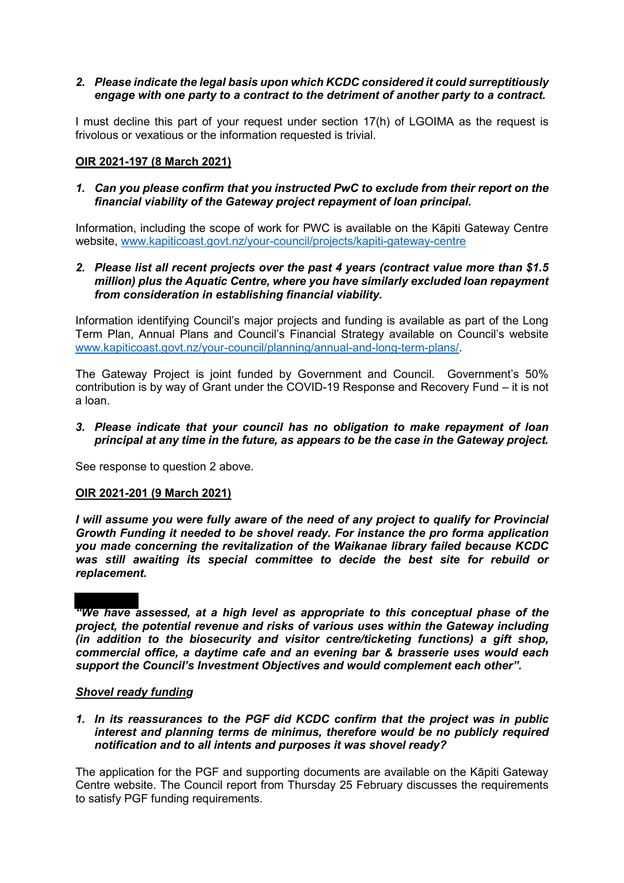2. ***Please indicate the legal basis upon which KCDC considered it could surreptitiously engage with one party to a contract to the detriment of another party to a contract.***

I must decline this part of your request under section 17(h) of LGOIMA as the request is frivolous or vexatious or the information requested is trivial.

**<u>OIR 2021-197 (8 March 2021)</u>**

1. ***Can you please confirm that you instructed PwC to exclude from their report on the financial viability of the Gateway project repayment of loan principal.***

Information, including the scope of work for PWC is available on the Kāpiti Gateway Centre website, [www.kapiticoast.govt.nz/your-council/projects/kapiti-gateway-centre](www.kapiticoast.govt.nz/your-council/projects/kapiti-gateway-centre)

2. ***Please list all recent projects over the past 4 years (contract value more than $1.5 million) plus the Aquatic Centre, where you have similarly excluded loan repayment from consideration in establishing financial viability.***

Information identifying Council's major projects and funding is available as part of the Long Term Plan, Annual Plans and Council's Financial Strategy available on Council's website [www.kapiticoast.govt.nz/your-council/planning/annual-and-long-term-plans/](www.kapiticoast.govt.nz/your-council/planning/annual-and-long-term-plans/).

The Gateway Project is joint funded by Government and Council. Government's 50% contribution is by way of Grant under the COVID-19 Response and Recovery Fund – it is not a loan.

3. ***Please indicate that your council has no obligation to make repayment of loan principal at any time in the future, as appears to be the case in the Gateway project.***

See response to question 2 above.

**<u>OIR 2021-201 (9 March 2021)</u>**

***I will assume you were fully aware of the need of any project to qualify for Provincial Growth Funding it needed to be shovel ready. For instance the pro forma application you made concerning the revitalization of the Waikanae library failed because KCDC was still awaiting its special committee to decide the best site for rebuild or replacement.***

***"We have assessed, at a high level as appropriate to this conceptual phase of the project, the potential revenue and risks of various uses within the Gateway including (in addition to the biosecurity and visitor centre/ticketing functions) a gift shop, commercial office, a daytime cafe and an evening bar & brasserie uses would each support the Council's Investment Objectives and would complement each other".***

***<u>Shovel ready funding</u>***

1. ***In its reassurances to the PGF did KCDC confirm that the project was in public interest and planning terms de minimus, therefore would be no publicly required notification and to all intents and purposes it was shovel ready?***

The application for the PGF and supporting documents are available on the Kāpiti Gateway Centre website. The Council report from Thursday 25 February discusses the requirements to satisfy PGF funding requirements.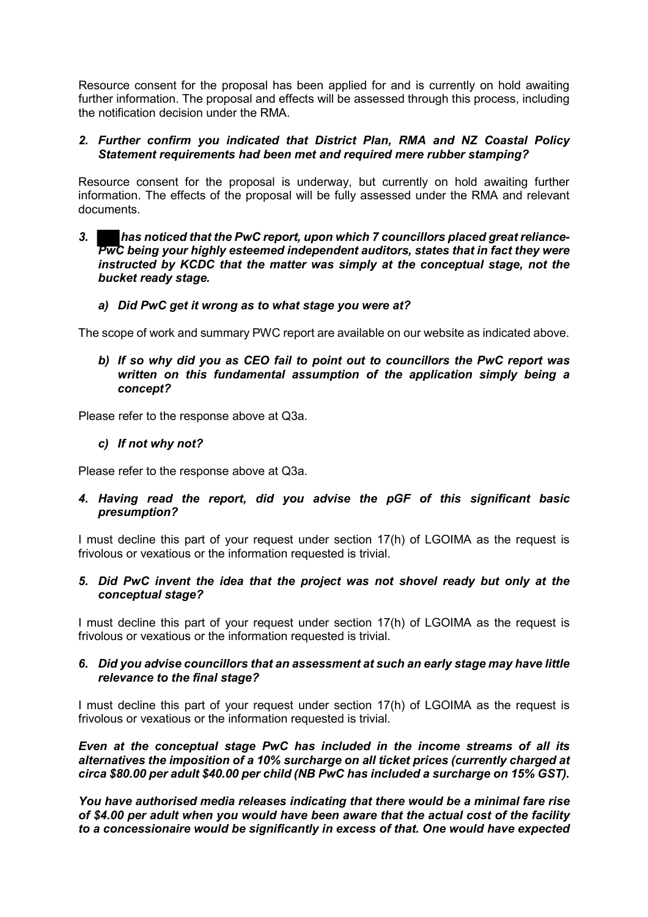Resource consent for the proposal has been applied for and is currently on hold awaiting further information. The proposal and effects will be assessed through this process, including the notification decision under the RMA.

***2. Further confirm you indicated that District Plan, RMA and NZ Coastal Policy Statement requirements had been met and required mere rubber stamping?***

Resource consent for the proposal is underway, but currently on hold awaiting further information. The effects of the proposal will be fully assessed under the RMA and relevant documents.

***3. ███ has noticed that the PwC report, upon which 7 councillors placed great reliance- PwC being your highly esteemed independent auditors, states that in fact they were instructed by KCDC that the matter was simply at the conceptual stage, not the bucket ready stage.***

***a) Did PwC get it wrong as to what stage you were at?***

The scope of work and summary PWC report are available on our website as indicated above.

***b) If so why did you as CEO fail to point out to councillors the PwC report was written on this fundamental assumption of the application simply being a concept?***

Please refer to the response above at Q3a.

***c) If not why not?***

Please refer to the response above at Q3a.

***4. Having read the report, did you advise the pGF of this significant basic presumption?***

I must decline this part of your request under section 17(h) of LGOIMA as the request is frivolous or vexatious or the information requested is trivial.

***5. Did PwC invent the idea that the project was not shovel ready but only at the conceptual stage?***

I must decline this part of your request under section 17(h) of LGOIMA as the request is frivolous or vexatious or the information requested is trivial.

***6. Did you advise councillors that an assessment at such an early stage may have little relevance to the final stage?***

I must decline this part of your request under section 17(h) of LGOIMA as the request is frivolous or vexatious or the information requested is trivial.

***Even at the conceptual stage PwC has included in the income streams of all its alternatives the imposition of a 10% surcharge on all ticket prices (currently charged at circa $80.00 per adult $40.00 per child (NB PwC has included a surcharge on 15% GST).***

***You have authorised media releases indicating that there would be a minimal fare rise of $4.00 per adult when you would have been aware that the actual cost of the facility to a concessionaire would be significantly in excess of that. One would have expected***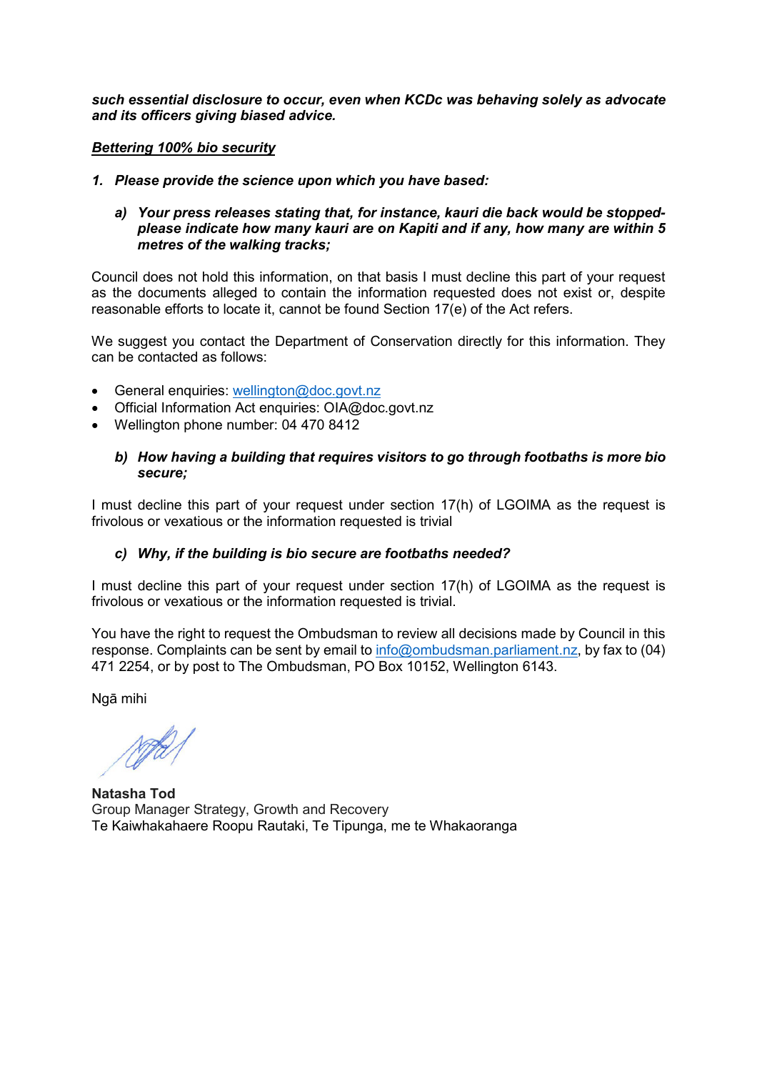***such essential disclosure to occur, even when KCDc was behaving solely as advocate and its officers giving biased advice.***

***<u>Bettering 100% bio security</u>***

1. ***Please provide the science upon which you have based:***

   a) ***Your press releases stating that, for instance, kauri die back would be stopped- please indicate how many kauri are on Kapiti and if any, how many are within 5 metres of the walking tracks;***

Council does not hold this information, on that basis I must decline this part of your request as the documents alleged to contain the information requested does not exist or, despite reasonable efforts to locate it, cannot be found Section 17(e) of the Act refers.

We suggest you contact the Department of Conservation directly for this information. They can be contacted as follows:

- General enquiries: wellington@doc.govt.nz
- Official Information Act enquiries: OIA@doc.govt.nz
- Wellington phone number: 04 470 8412

   b) ***How having a building that requires visitors to go through footbaths is more bio secure;***

I must decline this part of your request under section 17(h) of LGOIMA as the request is frivolous or vexatious or the information requested is trivial

   c) ***Why, if the building is bio secure are footbaths needed?***

I must decline this part of your request under section 17(h) of LGOIMA as the request is frivolous or vexatious or the information requested is trivial.

You have the right to request the Ombudsman to review all decisions made by Council in this response. Complaints can be sent by email to info@ombudsman.parliament.nz, by fax to (04) 471 2254, or by post to The Ombudsman, PO Box 10152, Wellington 6143.

Ngā mihi

**Natasha Tod**
Group Manager Strategy, Growth and Recovery
Te Kaiwhakahaere Roopu Rautaki, Te Tipunga, me te Whakaoranga